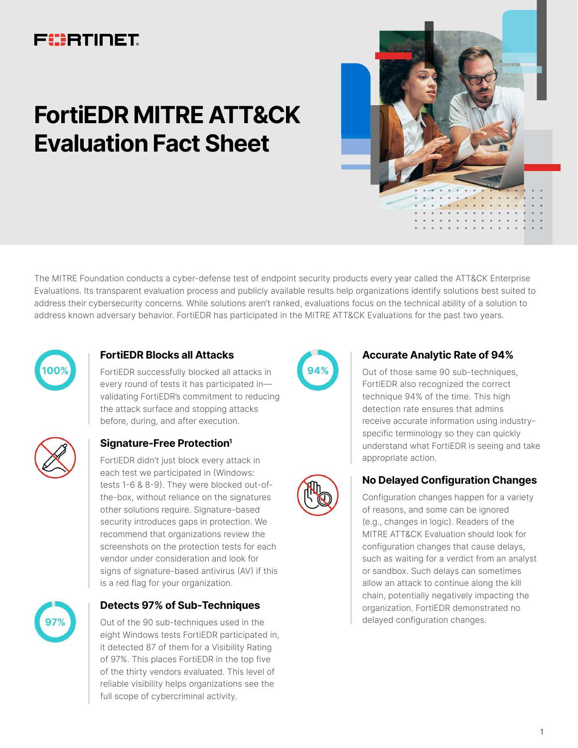# FortiEDR MITRE ATT&CK Evaluation Fact Sheet

The MITRE Foundation conducts a cyber-defense test of endpoint security products every year called the ATT&CK Enterprise Evaluations. Its transparent evaluation process and publicly available results help organizations identify solutions best suited to address their cybersecurity concerns. While solutions aren't ranked, evaluations focus on the technical ability of a solution to address known adversary behavior. FortiEDR has participated in the MITRE ATT&CK Evaluations for the past two years.

100%

## FortiEDR Blocks all Attacks

FortiEDR successfully blocked all attacks in every round of tests it has participated in—validating FortiEDR's commitment to reducing the attack surface and stopping attacks before, during, and after execution.

## Signature-Free Protection[1]

FortiEDR didn't just block every attack in each test we participated in (Windows: tests 1-6 & 8-9). They were blocked out-of-the-box, without reliance on the signatures other solutions require. Signature-based security introduces gaps in protection. We recommend that organizations review the screenshots on the protection tests for each vendor under consideration and look for signs of signature-based antivirus (AV) if this is a red flag for your organization.

97%

## Detects 97% of Sub-Techniques

Out of the 90 sub-techniques used in the eight Windows tests FortiEDR participated in, it detected 87 of them for a Visibility Rating of 97%. This places FortiEDR in the top five of the thirty vendors evaluated. This level of reliable visibility helps organizations see the full scope of cybercriminal activity.

94%

## Accurate Analytic Rate of 94%

Out of those same 90 sub-techniques, FortiEDR also recognized the correct technique 94% of the time. This high detection rate ensures that admins receive accurate information using industry-specific terminology so they can quickly understand what FortiEDR is seeing and take appropriate action.

## No Delayed Configuration Changes

Configuration changes happen for a variety of reasons, and some can be ignored (e.g., changes in logic). Readers of the MITRE ATT&CK Evaluation should look for configuration changes that cause delays, such as waiting for a verdict from an analyst or sandbox. Such delays can sometimes allow an attack to continue along the kill chain, potentially negatively impacting the organization. FortiEDR demonstrated no delayed configuration changes.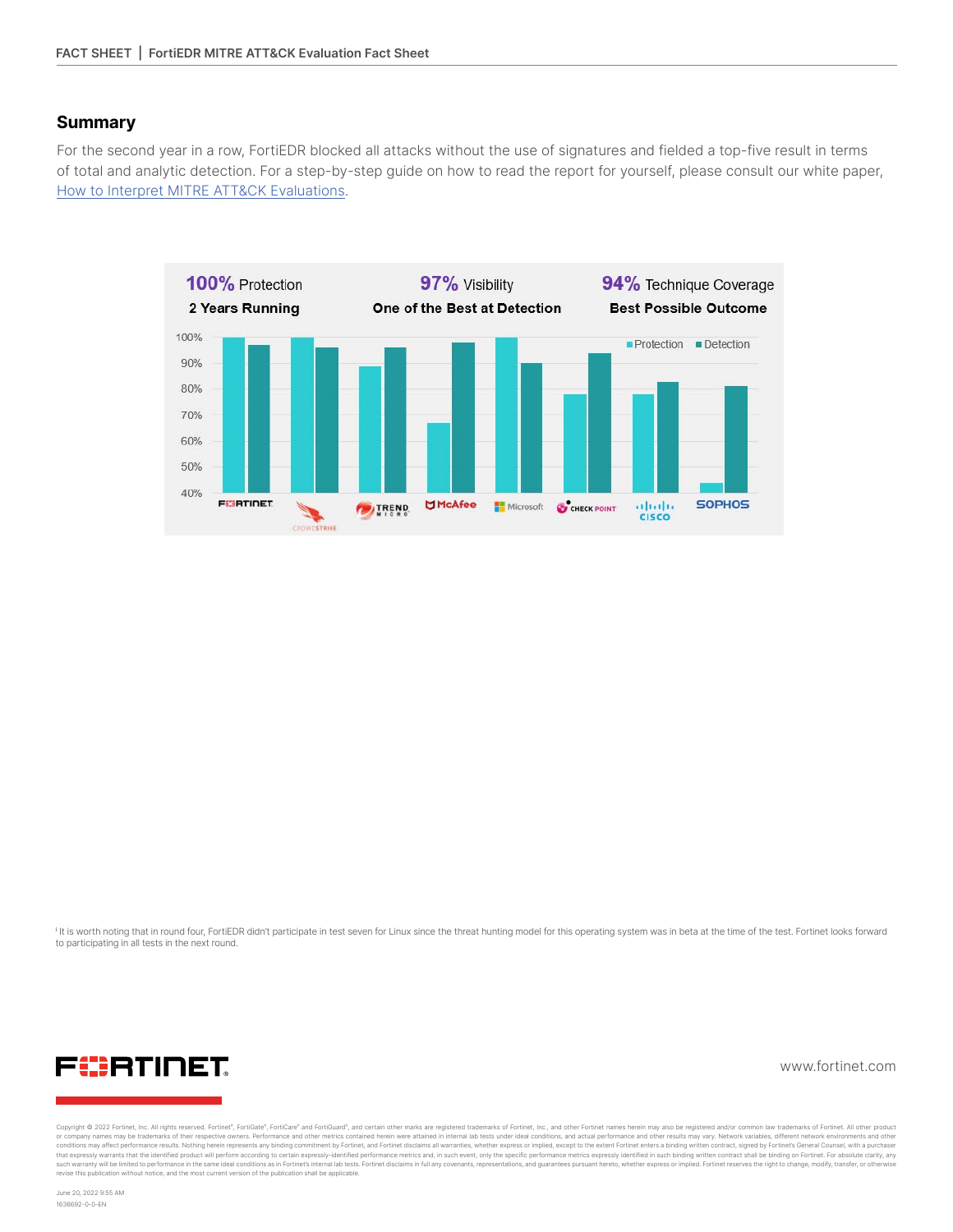## Summary

For the second year in a row, FortiEDR blocked all attacks without the use of signatures and fielded a top-five result in terms of total and analytic detection. For a step-by-step guide on how to read the report for yourself, please consult our white paper, [How to Interpret MITRE ATT&CK Evaluations](#).

**100%** Protection
**2 Years Running**

**97%** Visibility
**One of the Best at Detection**

**94%** Technique Coverage
**Best Possible Outcome**

100%
90%
80%
70%
60%
50%
40%

Protection
Detection

FORTINET
CROWDSTRIKE
TREND MICRO
McAfee
Microsoft
CHECK POINT
CISCO
SOPHOS

[1] It is worth noting that in round four, FortiEDR didn't participate in test seven for Linux since the threat hunting model for this operating system was in beta at the time of the test. Fortinet looks forward to participating in all tests in the next round.

www.fortinet.com

Copyright © 2022 Fortinet, Inc. All rights reserved. Fortinet®, FortiGate®, FortiCare® and FortiGuard®, and certain other marks are registered trademarks of Fortinet, Inc., and other Fortinet names herein may also be registered and/or common law trademarks of Fortinet. All other product or company names may be trademarks of their respective owners. Performance and other metrics contained herein were attained in internal lab tests under ideal conditions, and actual performance and other results may vary. Network variables, different network environments and other conditions may affect performance results. Nothing herein represents any binding commitment by Fortinet, and Fortinet disclaims all warranties, whether express or implied, except to the extent Fortinet enters a binding written contract, signed by Fortinet's General Counsel, with a purchaser that expressly warrants that the identified product will perform according to certain expressly-identified performance metrics and, in such event, only the specific performance metrics expressly identified in such binding written contract shall be binding on Fortinet. For absolute clarity, any such warranty will be limited to performance in the same ideal conditions as in Fortinet's internal lab tests. Fortinet disclaims in full any covenants, representations, and guarantees pursuant hereto, whether express or implied. Fortinet reserves the right to change, modify, transfer, or otherwise revise this publication without notice, and the most current version of the publication shall be applicable.

June 20, 2022 9:55 AM
1636692-0-0-EN